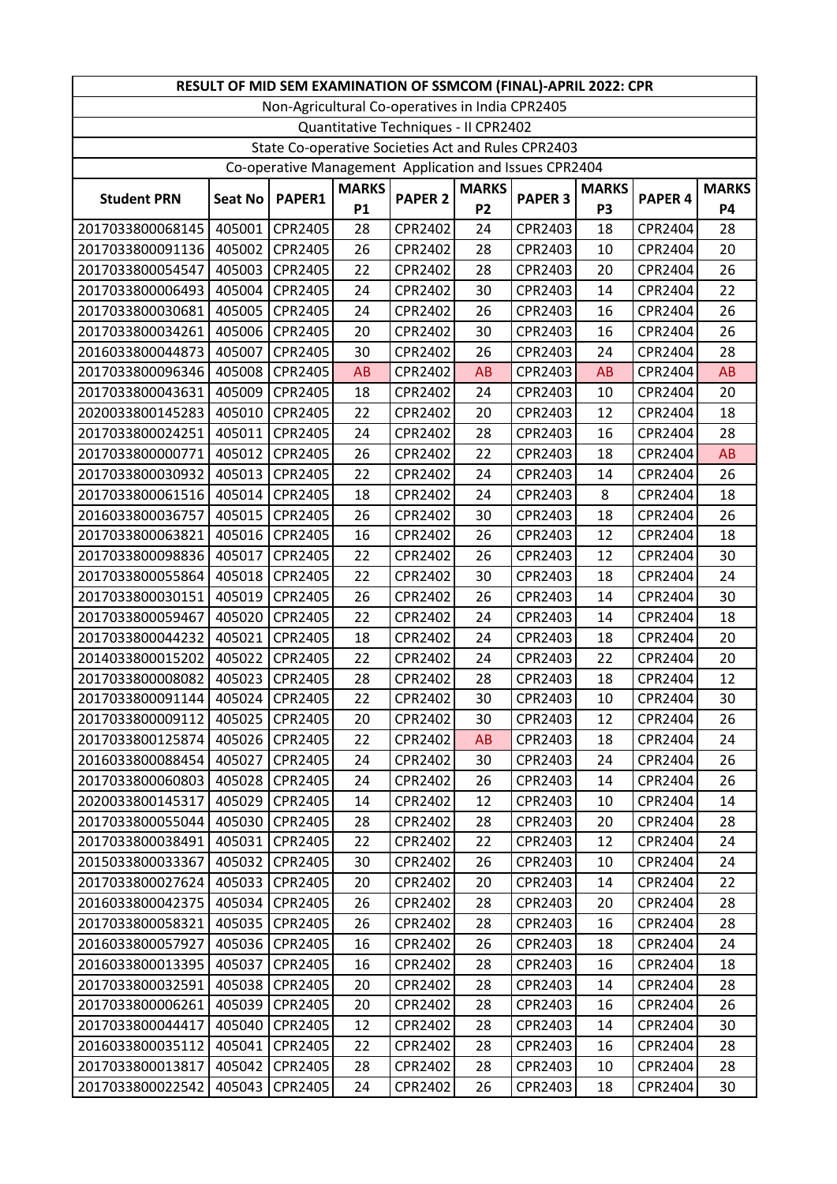| RESULT OF MID SEM EXAMINATION OF SSMCOM (FINAL)-APRIL 2022: CPR | | | | | | | | | |
|---|---|---|---|---|---|---|---|---|---|
| Non-Agricultural Co-operatives in India CPR2405 | | | | | | | | | |
| Quantitative Techniques - II CPR2402 | | | | | | | | | |
| State Co-operative Societies Act and Rules CPR2403 | | | | | | | | | |
| Co-operative Management Application and Issues CPR2404 | | | | | | | | | |
| **Student PRN** | **Seat No** | **PAPER1** | **MARKS P1** | **PAPER 2** | **MARKS P2** | **PAPER 3** | **MARKS P3** | **PAPER 4** | **MARKS P4** |
| 2017033800068145 | 405001 | CPR2405 | 28 | CPR2402 | 24 | CPR2403 | 18 | CPR2404 | 28 |
| 2017033800091136 | 405002 | CPR2405 | 26 | CPR2402 | 28 | CPR2403 | 10 | CPR2404 | 20 |
| 2017033800054547 | 405003 | CPR2405 | 22 | CPR2402 | 28 | CPR2403 | 20 | CPR2404 | 26 |
| 2017033800006493 | 405004 | CPR2405 | 24 | CPR2402 | 30 | CPR2403 | 14 | CPR2404 | 22 |
| 2017033800030681 | 405005 | CPR2405 | 24 | CPR2402 | 26 | CPR2403 | 16 | CPR2404 | 26 |
| 2017033800034261 | 405006 | CPR2405 | 20 | CPR2402 | 30 | CPR2403 | 16 | CPR2404 | 26 |
| 2016033800044873 | 405007 | CPR2405 | 30 | CPR2402 | 26 | CPR2403 | 24 | CPR2404 | 28 |
| 2017033800096346 | 405008 | CPR2405 | AB | CPR2402 | AB | CPR2403 | AB | CPR2404 | AB |
| 2017033800043631 | 405009 | CPR2405 | 18 | CPR2402 | 24 | CPR2403 | 10 | CPR2404 | 20 |
| 2020033800145283 | 405010 | CPR2405 | 22 | CPR2402 | 20 | CPR2403 | 12 | CPR2404 | 18 |
| 2017033800024251 | 405011 | CPR2405 | 24 | CPR2402 | 28 | CPR2403 | 16 | CPR2404 | 28 |
| 2017033800000771 | 405012 | CPR2405 | 26 | CPR2402 | 22 | CPR2403 | 18 | CPR2404 | AB |
| 2017033800030932 | 405013 | CPR2405 | 22 | CPR2402 | 24 | CPR2403 | 14 | CPR2404 | 26 |
| 2017033800061516 | 405014 | CPR2405 | 18 | CPR2402 | 24 | CPR2403 | 8 | CPR2404 | 18 |
| 2016033800036757 | 405015 | CPR2405 | 26 | CPR2402 | 30 | CPR2403 | 18 | CPR2404 | 26 |
| 2017033800063821 | 405016 | CPR2405 | 16 | CPR2402 | 26 | CPR2403 | 12 | CPR2404 | 18 |
| 2017033800098836 | 405017 | CPR2405 | 22 | CPR2402 | 26 | CPR2403 | 12 | CPR2404 | 30 |
| 2017033800055864 | 405018 | CPR2405 | 22 | CPR2402 | 30 | CPR2403 | 18 | CPR2404 | 24 |
| 2017033800030151 | 405019 | CPR2405 | 26 | CPR2402 | 26 | CPR2403 | 14 | CPR2404 | 30 |
| 2017033800059467 | 405020 | CPR2405 | 22 | CPR2402 | 24 | CPR2403 | 14 | CPR2404 | 18 |
| 2017033800044232 | 405021 | CPR2405 | 18 | CPR2402 | 24 | CPR2403 | 18 | CPR2404 | 20 |
| 2014033800015202 | 405022 | CPR2405 | 22 | CPR2402 | 24 | CPR2403 | 22 | CPR2404 | 20 |
| 2017033800008082 | 405023 | CPR2405 | 28 | CPR2402 | 28 | CPR2403 | 18 | CPR2404 | 12 |
| 2017033800091144 | 405024 | CPR2405 | 22 | CPR2402 | 30 | CPR2403 | 10 | CPR2404 | 30 |
| 2017033800009112 | 405025 | CPR2405 | 20 | CPR2402 | 30 | CPR2403 | 12 | CPR2404 | 26 |
| 2017033800125874 | 405026 | CPR2405 | 22 | CPR2402 | AB | CPR2403 | 18 | CPR2404 | 24 |
| 2016033800088454 | 405027 | CPR2405 | 24 | CPR2402 | 30 | CPR2403 | 24 | CPR2404 | 26 |
| 2017033800060803 | 405028 | CPR2405 | 24 | CPR2402 | 26 | CPR2403 | 14 | CPR2404 | 26 |
| 2020033800145317 | 405029 | CPR2405 | 14 | CPR2402 | 12 | CPR2403 | 10 | CPR2404 | 14 |
| 2017033800055044 | 405030 | CPR2405 | 28 | CPR2402 | 28 | CPR2403 | 20 | CPR2404 | 28 |
| 2017033800038491 | 405031 | CPR2405 | 22 | CPR2402 | 22 | CPR2403 | 12 | CPR2404 | 24 |
| 2015033800033367 | 405032 | CPR2405 | 30 | CPR2402 | 26 | CPR2403 | 10 | CPR2404 | 24 |
| 2017033800027624 | 405033 | CPR2405 | 20 | CPR2402 | 20 | CPR2403 | 14 | CPR2404 | 22 |
| 2016033800042375 | 405034 | CPR2405 | 26 | CPR2402 | 28 | CPR2403 | 20 | CPR2404 | 28 |
| 2017033800058321 | 405035 | CPR2405 | 26 | CPR2402 | 28 | CPR2403 | 16 | CPR2404 | 28 |
| 2016033800057927 | 405036 | CPR2405 | 16 | CPR2402 | 26 | CPR2403 | 18 | CPR2404 | 24 |
| 2016033800013395 | 405037 | CPR2405 | 16 | CPR2402 | 28 | CPR2403 | 16 | CPR2404 | 18 |
| 2017033800032591 | 405038 | CPR2405 | 20 | CPR2402 | 28 | CPR2403 | 14 | CPR2404 | 28 |
| 2017033800006261 | 405039 | CPR2405 | 20 | CPR2402 | 28 | CPR2403 | 16 | CPR2404 | 26 |
| 2017033800044417 | 405040 | CPR2405 | 12 | CPR2402 | 28 | CPR2403 | 14 | CPR2404 | 30 |
| 2016033800035112 | 405041 | CPR2405 | 22 | CPR2402 | 28 | CPR2403 | 16 | CPR2404 | 28 |
| 2017033800013817 | 405042 | CPR2405 | 28 | CPR2402 | 28 | CPR2403 | 10 | CPR2404 | 28 |
| 2017033800022542 | 405043 | CPR2405 | 24 | CPR2402 | 26 | CPR2403 | 18 | CPR2404 | 30 |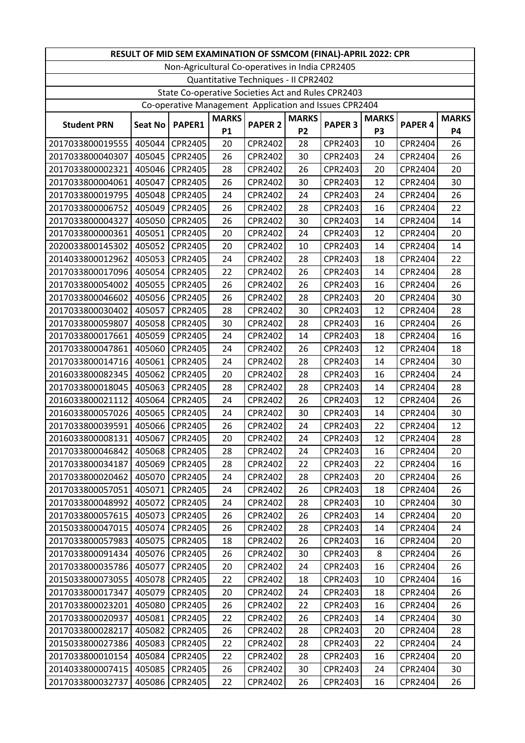| RESULT OF MID SEM EXAMINATION OF SSMCOM (FINAL)-APRIL 2022: CPR | | | | | | | | | |
|---|---|---|---|---|---|---|---|---|---|
| Non-Agricultural Co-operatives in India CPR2405 | | | | | | | | | |
| Quantitative Techniques - II CPR2402 | | | | | | | | | |
| State Co-operative Societies Act and Rules CPR2403 | | | | | | | | | |
| Co-operative Management Application and Issues CPR2404 | | | | | | | | | |
| **Student PRN** | **Seat No** | **PAPER1** | **MARKS P1** | **PAPER 2** | **MARKS P2** | **PAPER 3** | **MARKS P3** | **PAPER 4** | **MARKS P4** |
| 2017033800019555 | 405044 | CPR2405 | 20 | CPR2402 | 28 | CPR2403 | 10 | CPR2404 | 26 |
| 2017033800040307 | 405045 | CPR2405 | 26 | CPR2402 | 30 | CPR2403 | 24 | CPR2404 | 26 |
| 2017033800002321 | 405046 | CPR2405 | 28 | CPR2402 | 26 | CPR2403 | 20 | CPR2404 | 20 |
| 2017033800004061 | 405047 | CPR2405 | 26 | CPR2402 | 30 | CPR2403 | 12 | CPR2404 | 30 |
| 2017033800019795 | 405048 | CPR2405 | 24 | CPR2402 | 24 | CPR2403 | 24 | CPR2404 | 26 |
| 2017033800006752 | 405049 | CPR2405 | 26 | CPR2402 | 28 | CPR2403 | 16 | CPR2404 | 22 |
| 2017033800004327 | 405050 | CPR2405 | 26 | CPR2402 | 30 | CPR2403 | 14 | CPR2404 | 14 |
| 2017033800000361 | 405051 | CPR2405 | 20 | CPR2402 | 24 | CPR2403 | 12 | CPR2404 | 20 |
| 2020033800145302 | 405052 | CPR2405 | 20 | CPR2402 | 10 | CPR2403 | 14 | CPR2404 | 14 |
| 2014033800012962 | 405053 | CPR2405 | 24 | CPR2402 | 28 | CPR2403 | 18 | CPR2404 | 22 |
| 2017033800017096 | 405054 | CPR2405 | 22 | CPR2402 | 26 | CPR2403 | 14 | CPR2404 | 28 |
| 2017033800054002 | 405055 | CPR2405 | 26 | CPR2402 | 26 | CPR2403 | 16 | CPR2404 | 26 |
| 2017033800046602 | 405056 | CPR2405 | 26 | CPR2402 | 28 | CPR2403 | 20 | CPR2404 | 30 |
| 2017033800030402 | 405057 | CPR2405 | 28 | CPR2402 | 30 | CPR2403 | 12 | CPR2404 | 28 |
| 2017033800059807 | 405058 | CPR2405 | 30 | CPR2402 | 28 | CPR2403 | 16 | CPR2404 | 26 |
| 2017033800017661 | 405059 | CPR2405 | 24 | CPR2402 | 14 | CPR2403 | 18 | CPR2404 | 16 |
| 2017033800047861 | 405060 | CPR2405 | 24 | CPR2402 | 26 | CPR2403 | 12 | CPR2404 | 18 |
| 2017033800014716 | 405061 | CPR2405 | 24 | CPR2402 | 28 | CPR2403 | 14 | CPR2404 | 30 |
| 2016033800082345 | 405062 | CPR2405 | 20 | CPR2402 | 28 | CPR2403 | 16 | CPR2404 | 24 |
| 2017033800018045 | 405063 | CPR2405 | 28 | CPR2402 | 28 | CPR2403 | 14 | CPR2404 | 28 |
| 2016033800021112 | 405064 | CPR2405 | 24 | CPR2402 | 26 | CPR2403 | 12 | CPR2404 | 26 |
| 2016033800057026 | 405065 | CPR2405 | 24 | CPR2402 | 30 | CPR2403 | 14 | CPR2404 | 30 |
| 2017033800039591 | 405066 | CPR2405 | 26 | CPR2402 | 24 | CPR2403 | 22 | CPR2404 | 12 |
| 2016033800008131 | 405067 | CPR2405 | 20 | CPR2402 | 24 | CPR2403 | 12 | CPR2404 | 28 |
| 2017033800046842 | 405068 | CPR2405 | 28 | CPR2402 | 24 | CPR2403 | 16 | CPR2404 | 20 |
| 2017033800034187 | 405069 | CPR2405 | 28 | CPR2402 | 22 | CPR2403 | 22 | CPR2404 | 16 |
| 2017033800020462 | 405070 | CPR2405 | 24 | CPR2402 | 28 | CPR2403 | 20 | CPR2404 | 26 |
| 2017033800057051 | 405071 | CPR2405 | 24 | CPR2402 | 26 | CPR2403 | 18 | CPR2404 | 26 |
| 2017033800048992 | 405072 | CPR2405 | 24 | CPR2402 | 28 | CPR2403 | 10 | CPR2404 | 30 |
| 2017033800057615 | 405073 | CPR2405 | 26 | CPR2402 | 26 | CPR2403 | 14 | CPR2404 | 20 |
| 2015033800047015 | 405074 | CPR2405 | 26 | CPR2402 | 28 | CPR2403 | 14 | CPR2404 | 24 |
| 2017033800057983 | 405075 | CPR2405 | 18 | CPR2402 | 26 | CPR2403 | 16 | CPR2404 | 20 |
| 2017033800091434 | 405076 | CPR2405 | 26 | CPR2402 | 30 | CPR2403 | 8 | CPR2404 | 26 |
| 2017033800035786 | 405077 | CPR2405 | 20 | CPR2402 | 24 | CPR2403 | 16 | CPR2404 | 26 |
| 2015033800073055 | 405078 | CPR2405 | 22 | CPR2402 | 18 | CPR2403 | 10 | CPR2404 | 16 |
| 2017033800017347 | 405079 | CPR2405 | 20 | CPR2402 | 24 | CPR2403 | 18 | CPR2404 | 26 |
| 2017033800023201 | 405080 | CPR2405 | 26 | CPR2402 | 22 | CPR2403 | 16 | CPR2404 | 26 |
| 2017033800020937 | 405081 | CPR2405 | 22 | CPR2402 | 26 | CPR2403 | 14 | CPR2404 | 30 |
| 2017033800028217 | 405082 | CPR2405 | 26 | CPR2402 | 28 | CPR2403 | 20 | CPR2404 | 28 |
| 2015033800027386 | 405083 | CPR2405 | 22 | CPR2402 | 28 | CPR2403 | 22 | CPR2404 | 24 |
| 2017033800010154 | 405084 | CPR2405 | 22 | CPR2402 | 28 | CPR2403 | 16 | CPR2404 | 20 |
| 2014033800007415 | 405085 | CPR2405 | 26 | CPR2402 | 30 | CPR2403 | 24 | CPR2404 | 30 |
| 2017033800032737 | 405086 | CPR2405 | 22 | CPR2402 | 26 | CPR2403 | 16 | CPR2404 | 26 |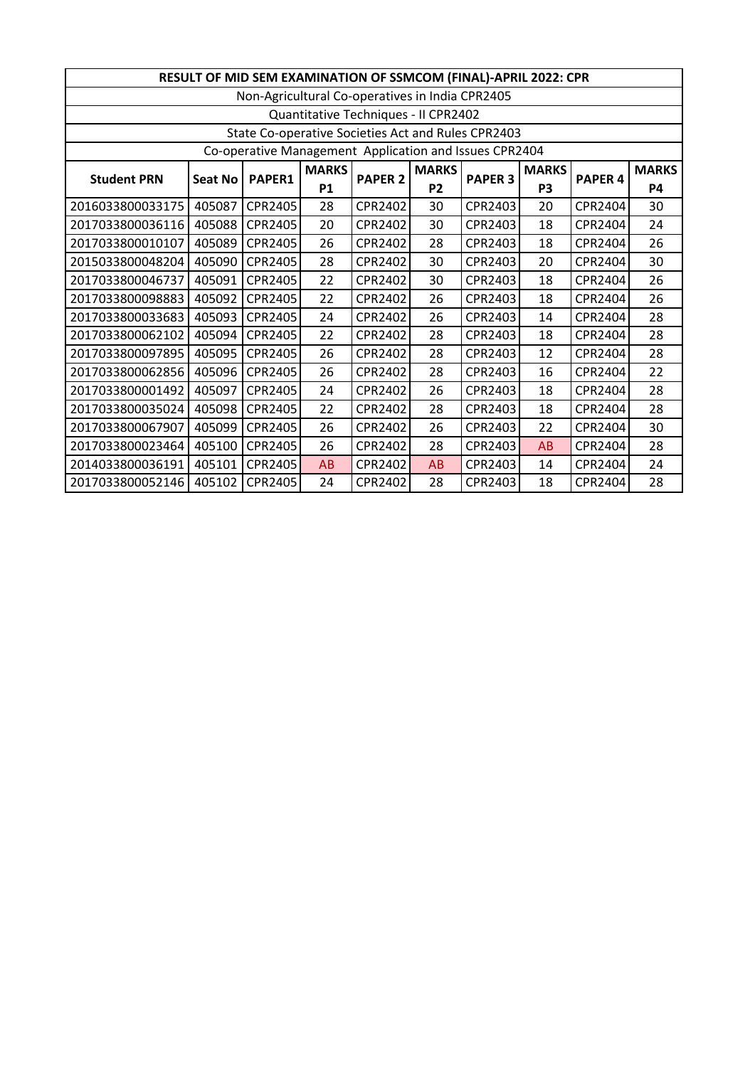| RESULT OF MID SEM EXAMINATION OF SSMCOM (FINAL)-APRIL 2022: CPR | | | | | | | | | |
|---|---|---|---|---|---|---|---|---|---|
| Non-Agricultural Co-operatives in India CPR2405 | | | | | | | | | |
| Quantitative Techniques - II CPR2402 | | | | | | | | | |
| State Co-operative Societies Act and Rules CPR2403 | | | | | | | | | |
| Co-operative Management Application and Issues CPR2404 | | | | | | | | | |
| **Student PRN** | **Seat No** | **PAPER1** | **MARKS P1** | **PAPER 2** | **MARKS P2** | **PAPER 3** | **MARKS P3** | **PAPER 4** | **MARKS P4** |
| 2016033800033175 | 405087 | CPR2405 | 28 | CPR2402 | 30 | CPR2403 | 20 | CPR2404 | 30 |
| 2017033800036116 | 405088 | CPR2405 | 20 | CPR2402 | 30 | CPR2403 | 18 | CPR2404 | 24 |
| 2017033800010107 | 405089 | CPR2405 | 26 | CPR2402 | 28 | CPR2403 | 18 | CPR2404 | 26 |
| 2015033800048204 | 405090 | CPR2405 | 28 | CPR2402 | 30 | CPR2403 | 20 | CPR2404 | 30 |
| 2017033800046737 | 405091 | CPR2405 | 22 | CPR2402 | 30 | CPR2403 | 18 | CPR2404 | 26 |
| 2017033800098883 | 405092 | CPR2405 | 22 | CPR2402 | 26 | CPR2403 | 18 | CPR2404 | 26 |
| 2017033800033683 | 405093 | CPR2405 | 24 | CPR2402 | 26 | CPR2403 | 14 | CPR2404 | 28 |
| 2017033800062102 | 405094 | CPR2405 | 22 | CPR2402 | 28 | CPR2403 | 18 | CPR2404 | 28 |
| 2017033800097895 | 405095 | CPR2405 | 26 | CPR2402 | 28 | CPR2403 | 12 | CPR2404 | 28 |
| 2017033800062856 | 405096 | CPR2405 | 26 | CPR2402 | 28 | CPR2403 | 16 | CPR2404 | 22 |
| 2017033800001492 | 405097 | CPR2405 | 24 | CPR2402 | 26 | CPR2403 | 18 | CPR2404 | 28 |
| 2017033800035024 | 405098 | CPR2405 | 22 | CPR2402 | 28 | CPR2403 | 18 | CPR2404 | 28 |
| 2017033800067907 | 405099 | CPR2405 | 26 | CPR2402 | 26 | CPR2403 | 22 | CPR2404 | 30 |
| 2017033800023464 | 405100 | CPR2405 | 26 | CPR2402 | 28 | CPR2403 | AB | CPR2404 | 28 |
| 2014033800036191 | 405101 | CPR2405 | AB | CPR2402 | AB | CPR2403 | 14 | CPR2404 | 24 |
| 2017033800052146 | 405102 | CPR2405 | 24 | CPR2402 | 28 | CPR2403 | 18 | CPR2404 | 28 |